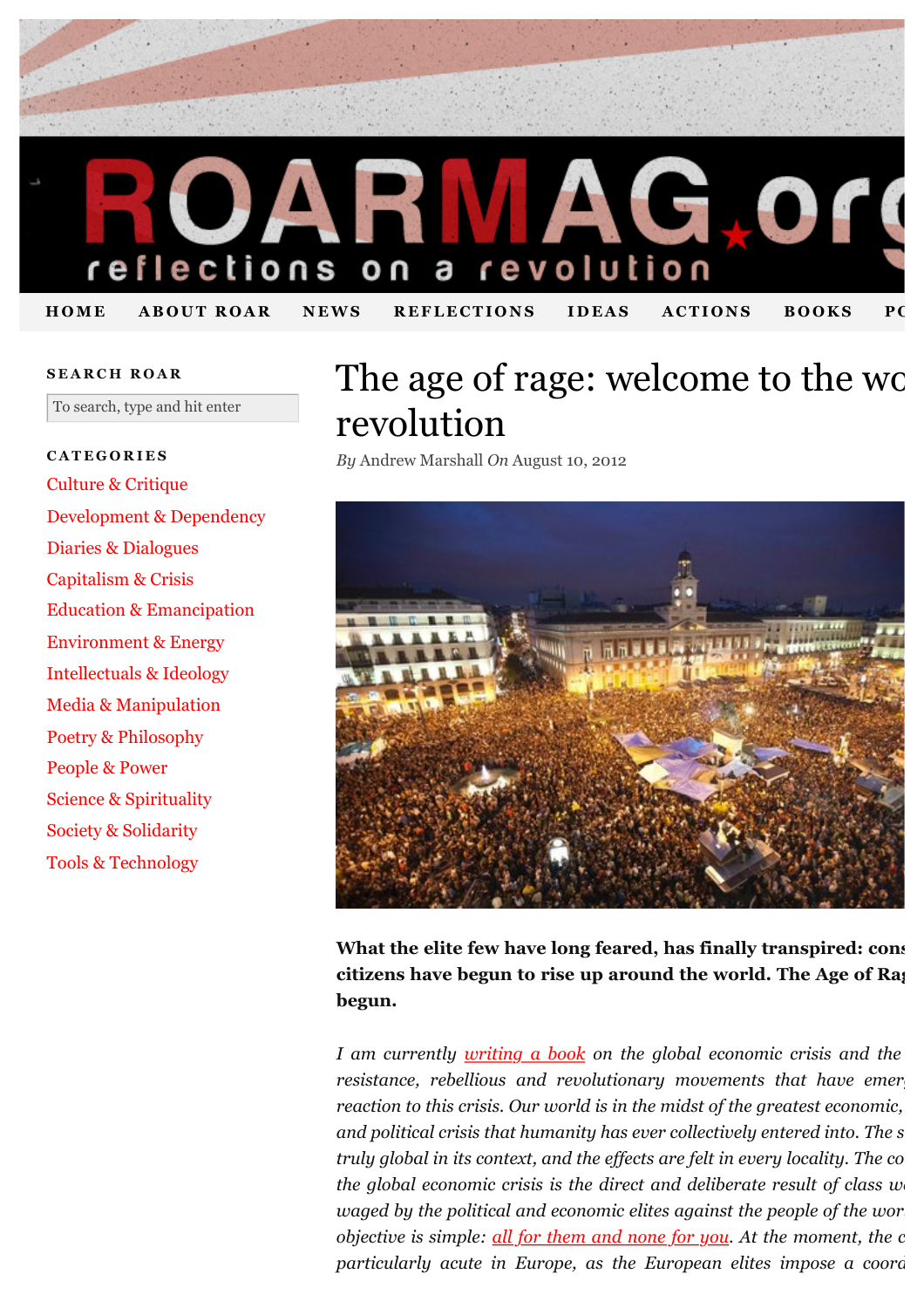# ROARMAG.org

reflections on a revolution

HOME ABOUT ROAR NEWS REFLECTIONS IDEAS ACTIONS BOOKS PO

**SEARCH ROAR**

To search, type and hit enter

**CATEGORIES**

- Culture & Critique
- Development & Dependency
- Diaries & Dialogues
- Capitalism & Crisis
- Education & Emancipation
- Environment & Energy
- Intellectuals & Ideology
- Media & Manipulation
- Poetry & Philosophy
- People & Power
- Science & Spirituality
- Society & Solidarity
- Tools & Technology

# The age of rage: welcome to the wo revolution

*By* Andrew Marshall *On* August 10, 2012

**What the elite few have long feared, has finally transpired: cons citizens have begun to rise up around the world. The Age of Ra begun.**

*I am currently writing a book on the global economic crisis and the resistance, rebellious and revolutionary movements that have emer reaction to this crisis. Our world is in the midst of the greatest economic, and political crisis that humanity has ever collectively entered into. The s truly global in its context, and the effects are felt in every locality. The co the global economic crisis is the direct and deliberate result of class w waged by the political and economic elites against the people of the wor objective is simple: all for them and none for you. At the moment, the c particularly acute in Europe, as the European elites impose a coord*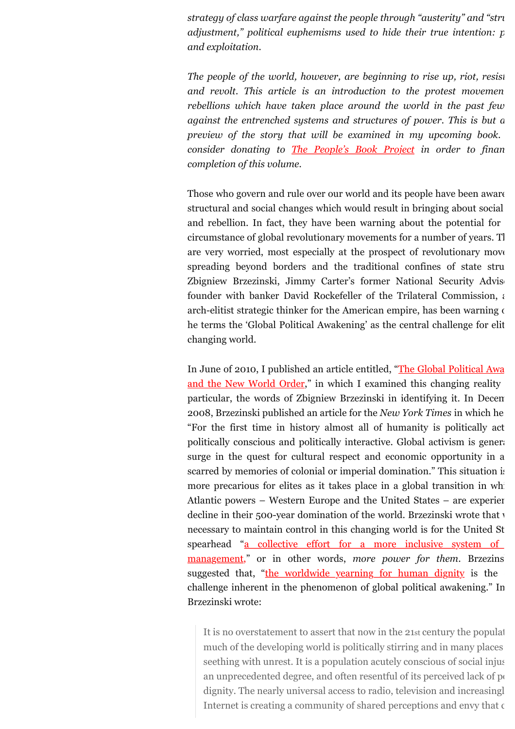*strategy of class warfare against the people through "austerity" and "structural adjustment," political euphemisms used to hide their true intention: p and exploitation.*

*The people of the world, however, are beginning to rise up, riot, resist and revolt. This article is an introduction to the protest movemen rebellions which have taken place around the world in the past few against the entrenched systems and structures of power. This is but a preview of the story that will be examined in my upcoming book. consider donating to The People's Book Project in order to finan completion of this volume.*

Those who govern and rule over our world and its people have been aware structural and social changes which would result in bringing about social and rebellion. In fact, they have been warning about the potential for circumstance of global revolutionary movements for a number of years. Th are very worried, most especially at the prospect of revolutionary move spreading beyond borders and the traditional confines of state stru Zbigniew Brzezinski, Jimmy Carter's former National Security Advis founder with banker David Rockefeller of the Trilateral Commission, a arch-elitist strategic thinker for the American empire, has been warning o he terms the 'Global Political Awakening' as the central challenge for elit changing world.

In June of 2010, I published an article entitled, "The Global Political Awa and the New World Order," in which I examined this changing reality particular, the words of Zbigniew Brzezinski in identifying it. In Decem 2008, Brzezinski published an article for the *New York Times* in which he "For the first time in history almost all of humanity is politically act politically conscious and politically interactive. Global activism is genera surge in the quest for cultural respect and economic opportunity in a scarred by memories of colonial or imperial domination." This situation is more precarious for elites as it takes place in a global transition in whi Atlantic powers – Western Europe and the United States – are experien decline in their 500-year domination of the world. Brzezinski wrote that w necessary to maintain control in this changing world is for the United St spearhead "a collective effort for a more inclusive system of management," or in other words, *more power for them.* Brzezinsk suggested that, "the worldwide yearning for human dignity is the challenge inherent in the phenomenon of global political awakening." In Brzezinski wrote:

> It is no overstatement to assert that now in the 21st century the populat much of the developing world is politically stirring and in many places seething with unrest. It is a population acutely conscious of social injus an unprecedented degree, and often resentful of its perceived lack of pe dignity. The nearly universal access to radio, television and increasingl Internet is creating a community of shared perceptions and envy that c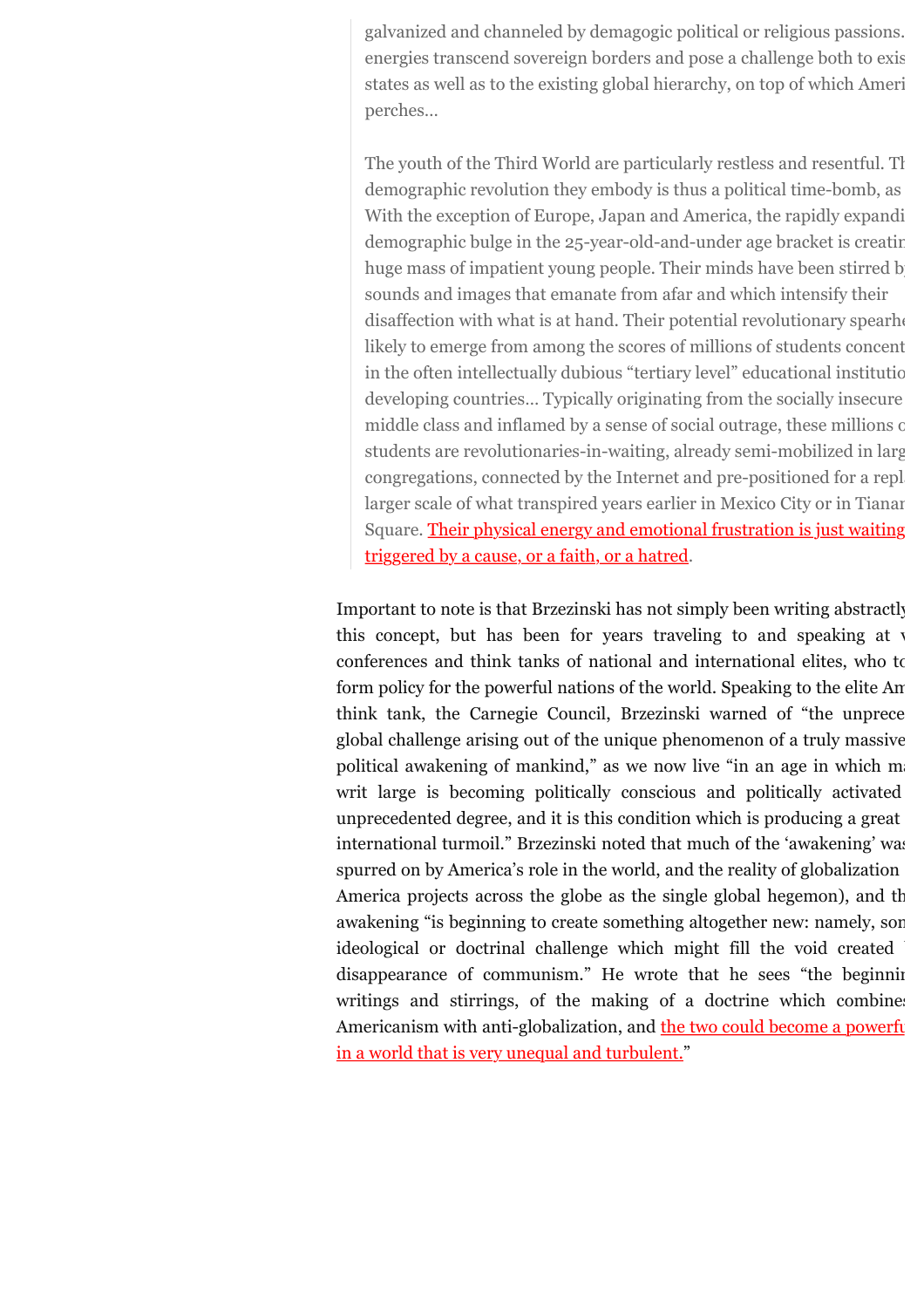> galvanized and channeled by demagogic political or religious passions. energies transcend sovereign borders and pose a challenge both to exis states as well as to the existing global hierarchy, on top of which Ameri perches…
>
> The youth of the Third World are particularly restless and resentful. Th demographic revolution they embody is thus a political time-bomb, as With the exception of Europe, Japan and America, the rapidly expandi demographic bulge in the 25-year-old-and-under age bracket is creatin huge mass of impatient young people. Their minds have been stirred b sounds and images that emanate from afar and which intensify their disaffection with what is at hand. Their potential revolutionary spearhe likely to emerge from among the scores of millions of students concent in the often intellectually dubious "tertiary level" educational institutio developing countries… Typically originating from the socially insecure middle class and inflamed by a sense of social outrage, these millions o students are revolutionaries-in-waiting, already semi-mobilized in larg congregations, connected by the Internet and pre-positioned for a repl larger scale of what transpired years earlier in Mexico City or in Tianan Square. Their physical energy and emotional frustration is just waiting triggered by a cause, or a faith, or a hatred.

Important to note is that Brzezinski has not simply been writing abstractly this concept, but has been for years traveling to and speaking at v conferences and think tanks of national and international elites, who to form policy for the powerful nations of the world. Speaking to the elite Am think tank, the Carnegie Council, Brzezinski warned of "the unprece global challenge arising out of the unique phenomenon of a truly massive political awakening of mankind," as we now live "in an age in which ma writ large is becoming politically conscious and politically activated unprecedented degree, and it is this condition which is producing a great international turmoil." Brzezinski noted that much of the 'awakening' was spurred on by America's role in the world, and the reality of globalization America projects across the globe as the single global hegemon), and th awakening "is beginning to create something altogether new: namely, som ideological or doctrinal challenge which might fill the void created disappearance of communism." He wrote that he sees "the beginnin writings and stirrings, of the making of a doctrine which combines Americanism with anti-globalization, and the two could become a powerfu in a world that is very unequal and turbulent."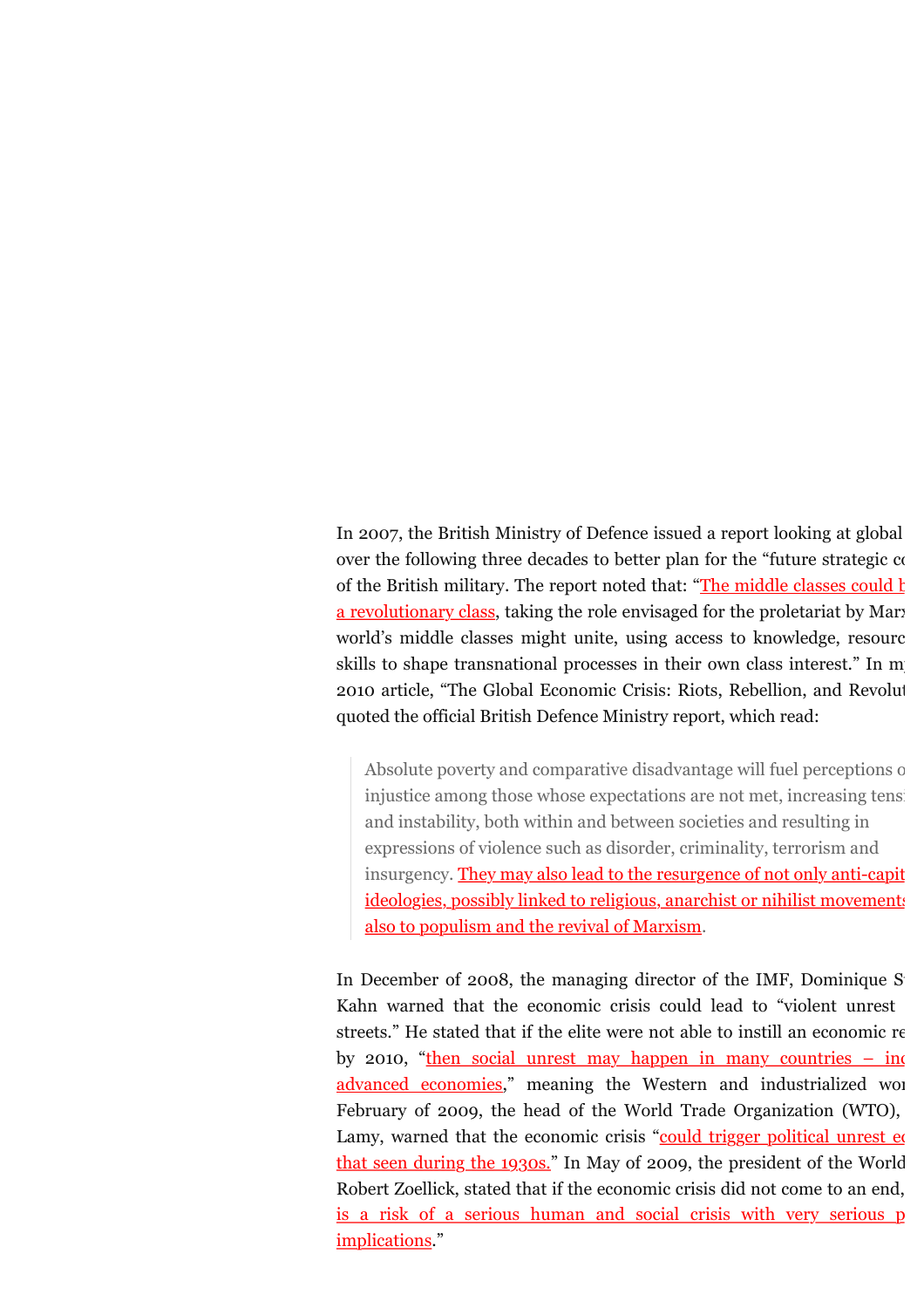In 2007, the British Ministry of Defence issued a report looking at global over the following three decades to better plan for the "future strategic co of the British military. The report noted that: "The middle classes could b a revolutionary class, taking the role envisaged for the proletariat by Marx world's middle classes might unite, using access to knowledge, resourc skills to shape transnational processes in their own class interest." In my 2010 article, "The Global Economic Crisis: Riots, Rebellion, and Revolut quoted the official British Defence Ministry report, which read:

> Absolute poverty and comparative disadvantage will fuel perceptions o injustice among those whose expectations are not met, increasing tensi and instability, both within and between societies and resulting in expressions of violence such as disorder, criminality, terrorism and insurgency. They may also lead to the resurgence of not only anti-capit ideologies, possibly linked to religious, anarchist or nihilist movements also to populism and the revival of Marxism.

In December of 2008, the managing director of the IMF, Dominique S Kahn warned that the economic crisis could lead to "violent unrest streets." He stated that if the elite were not able to instill an economic re by 2010, "then social unrest may happen in many countries – inc advanced economies," meaning the Western and industrialized wor February of 2009, the head of the World Trade Organization (WTO), Lamy, warned that the economic crisis "could trigger political unrest eq that seen during the 1930s." In May of 2009, the president of the World Robert Zoellick, stated that if the economic crisis did not come to an end, is a risk of a serious human and social crisis with very serious p implications."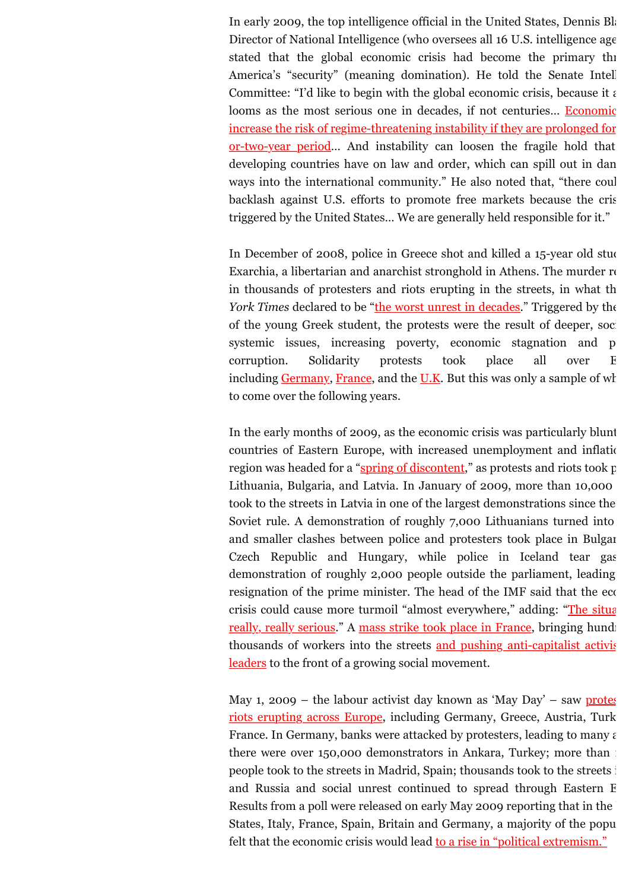In early 2009, the top intelligence official in the United States, Dennis Bl… Director of National Intelligence (who oversees all 16 U.S. intelligence age… stated that the global economic crisis had become the primary thr… America's "security" (meaning domination). He told the Senate Intell… Committee: "I'd like to begin with the global economic crisis, because it a… looms as the most serious one in decades, if not centuries… Economic… increase the risk of regime-threatening instability if they are prolonged for… or-two-year period… And instability can loosen the fragile hold that… developing countries have on law and order, which can spill out in dan… ways into the international community." He also noted that, "there coul… backlash against U.S. efforts to promote free markets because the cris… triggered by the United States… We are generally held responsible for it."

In December of 2008, police in Greece shot and killed a 15-year old stu… Exarchia, a libertarian and anarchist stronghold in Athens. The murder re… in thousands of protesters and riots erupting in the streets, in what th… *York Times* declared to be "the worst unrest in decades." Triggered by the… of the young Greek student, the protests were the result of deeper, soci… systemic issues, increasing poverty, economic stagnation and p… corruption. Solidarity protests took place all over E… including Germany, France, and the U.K. But this was only a sample of wh… to come over the following years.

In the early months of 2009, as the economic crisis was particularly blunt… countries of Eastern Europe, with increased unemployment and inflatio… region was headed for a "spring of discontent," as protests and riots took p… Lithuania, Bulgaria, and Latvia. In January of 2009, more than 10,000 … took to the streets in Latvia in one of the largest demonstrations since the… Soviet rule. A demonstration of roughly 7,000 Lithuanians turned into… and smaller clashes between police and protesters took place in Bulgar… Czech Republic and Hungary, while police in Iceland tear gas… demonstration of roughly 2,000 people outside the parliament, leading… resignation of the prime minister. The head of the IMF said that the eco… crisis could cause more turmoil "almost everywhere," adding: "The situa… really, really serious." A mass strike took place in France, bringing hundr… thousands of workers into the streets and pushing anti-capitalist activis… leaders to the front of a growing social movement.

May 1, 2009 – the labour activist day known as 'May Day' – saw protes… riots erupting across Europe, including Germany, Greece, Austria, Turk… France. In Germany, banks were attacked by protesters, leading to many a… there were over 150,000 demonstrators in Ankara, Turkey; more than … people took to the streets in Madrid, Spain; thousands took to the streets i… and Russia and social unrest continued to spread through Eastern E… Results from a poll were released on early May 2009 reporting that in the … States, Italy, France, Spain, Britain and Germany, a majority of the popu… felt that the economic crisis would lead to a rise in "political extremism."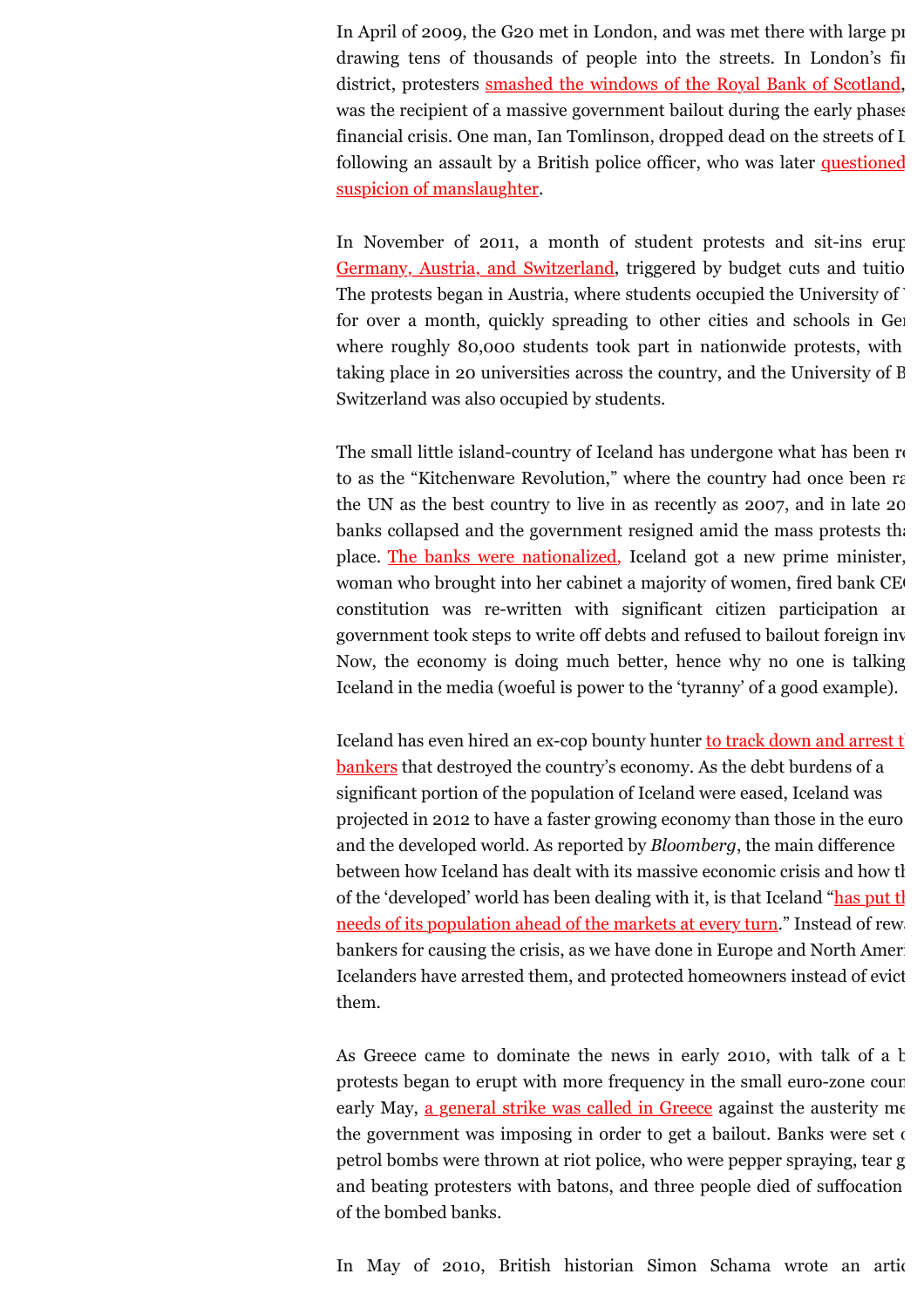In April of 2009, the G20 met in London, and was met there with large pr drawing tens of thousands of people into the streets. In London's fi district, protesters smashed the windows of the Royal Bank of Scotland, was the recipient of a massive government bailout during the early phase financial crisis. One man, Ian Tomlinson, dropped dead on the streets of L following an assault by a British police officer, who was later questioned suspicion of manslaughter.

In November of 2011, a month of student protests and sit-ins erup Germany, Austria, and Switzerland, triggered by budget cuts and tuitio The protests began in Austria, where students occupied the University of for over a month, quickly spreading to other cities and schools in Ger where roughly 80,000 students took part in nationwide protests, with taking place in 20 universities across the country, and the University of B Switzerland was also occupied by students.

The small little island-country of Iceland has undergone what has been re to as the "Kitchenware Revolution," where the country had once been ra the UN as the best country to live in as recently as 2007, and in late 20 banks collapsed and the government resigned amid the mass protests th place. The banks were nationalized, Iceland got a new prime minister, woman who brought into her cabinet a majority of women, fired bank CE constitution was re-written with significant citizen participation a government took steps to write off debts and refused to bailout foreign inv Now, the economy is doing much better, hence why no one is talking Iceland in the media (woeful is power to the 'tyranny' of a good example).

Iceland has even hired an ex-cop bounty hunter to track down and arrest t bankers that destroyed the country's economy. As the debt burdens of a significant portion of the population of Iceland were eased, Iceland was projected in 2012 to have a faster growing economy than those in the euro and the developed world. As reported by *Bloomberg*, the main difference between how Iceland has dealt with its massive economic crisis and how th of the 'developed' world has been dealing with it, is that Iceland "has put th needs of its population ahead of the markets at every turn." Instead of rew bankers for causing the crisis, as we have done in Europe and North Ameri Icelanders have arrested them, and protected homeowners instead of evict them.

As Greece came to dominate the news in early 2010, with talk of a b protests began to erupt with more frequency in the small euro-zone coun early May, a general strike was called in Greece against the austerity me the government was imposing in order to get a bailout. Banks were set petrol bombs were thrown at riot police, who were pepper spraying, tear g and beating protesters with batons, and three people died of suffocation of the bombed banks.

In May of 2010, British historian Simon Schama wrote an arti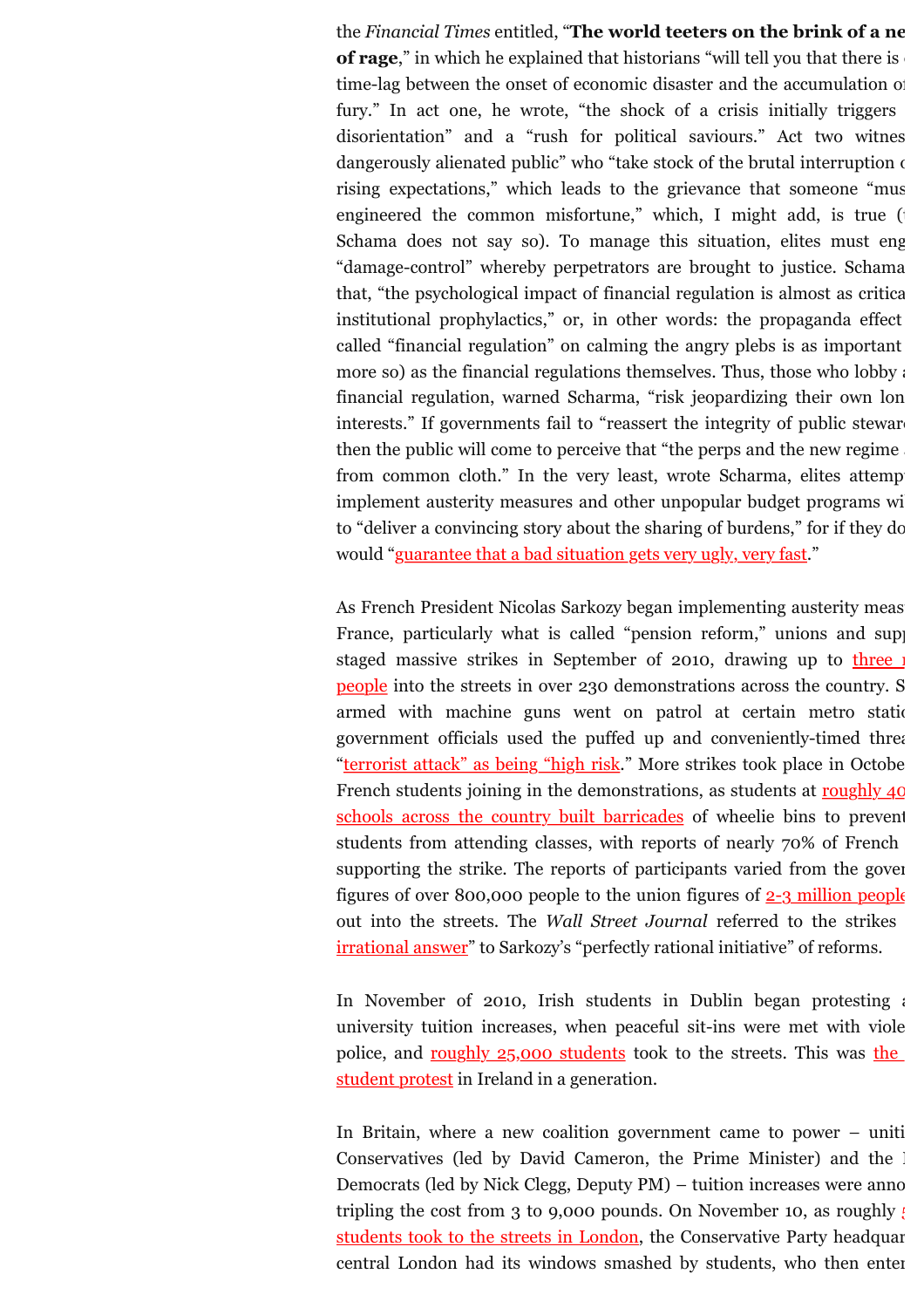the *Financial Times* entitled, "**The world teeters on the brink of a ne**
**of rage**," in which he explained that historians "will tell you that there is
time-lag between the onset of economic disaster and the accumulation o
fury." In act one, he wrote, "the shock of a crisis initially triggers
disorientation" and a "rush for political saviours." Act two witnes
dangerously alienated public" who "take stock of the brutal interruption c
rising expectations," which leads to the grievance that someone "mus
engineered the common misfortune," which, I might add, is true (
Schama does not say so). To manage this situation, elites must eng
"damage-control" whereby perpetrators are brought to justice. Schama
that, "the psychological impact of financial regulation is almost as critica
institutional prophylactics," or, in other words: the propaganda effect
called "financial regulation" on calming the angry plebs is as important
more so) as the financial regulations themselves. Thus, those who lobby a
financial regulation, warned Scharma, "risk jeopardizing their own lon
interests." If governments fail to "reassert the integrity of public steward
then the public will come to perceive that "the perps and the new regime
from common cloth." In the very least, wrote Scharma, elites attemp
implement austerity measures and other unpopular budget programs wi
to "deliver a convincing story about the sharing of burdens," for if they do
would "guarantee that a bad situation gets very ugly, very fast."

As French President Nicolas Sarkozy began implementing austerity meas
France, particularly what is called "pension reform," unions and supp
staged massive strikes in September of 2010, drawing up to three
people into the streets in over 230 demonstrations across the country. S
armed with machine guns went on patrol at certain metro statio
government officials used the puffed up and conveniently-timed threa
"terrorist attack" as being "high risk." More strikes took place in Octobe
French students joining in the demonstrations, as students at roughly 40
schools across the country built barricades of wheelie bins to prevent
students from attending classes, with reports of nearly 70% of French
supporting the strike. The reports of participants varied from the gover
figures of over 800,000 people to the union figures of 2-3 million people
out into the streets. The *Wall Street Journal* referred to the strikes
irrational answer" to Sarkozy's "perfectly rational initiative" of reforms.

In November of 2010, Irish students in Dublin began protesting a
university tuition increases, when peaceful sit-ins were met with viole
police, and roughly 25,000 students took to the streets. This was the
student protest in Ireland in a generation.

In Britain, where a new coalition government came to power – uniti
Conservatives (led by David Cameron, the Prime Minister) and the
Democrats (led by Nick Clegg, Deputy PM) – tuition increases were anno
tripling the cost from 3 to 9,000 pounds. On November 10, as roughly
students took to the streets in London, the Conservative Party headquar
central London had its windows smashed by students, who then ente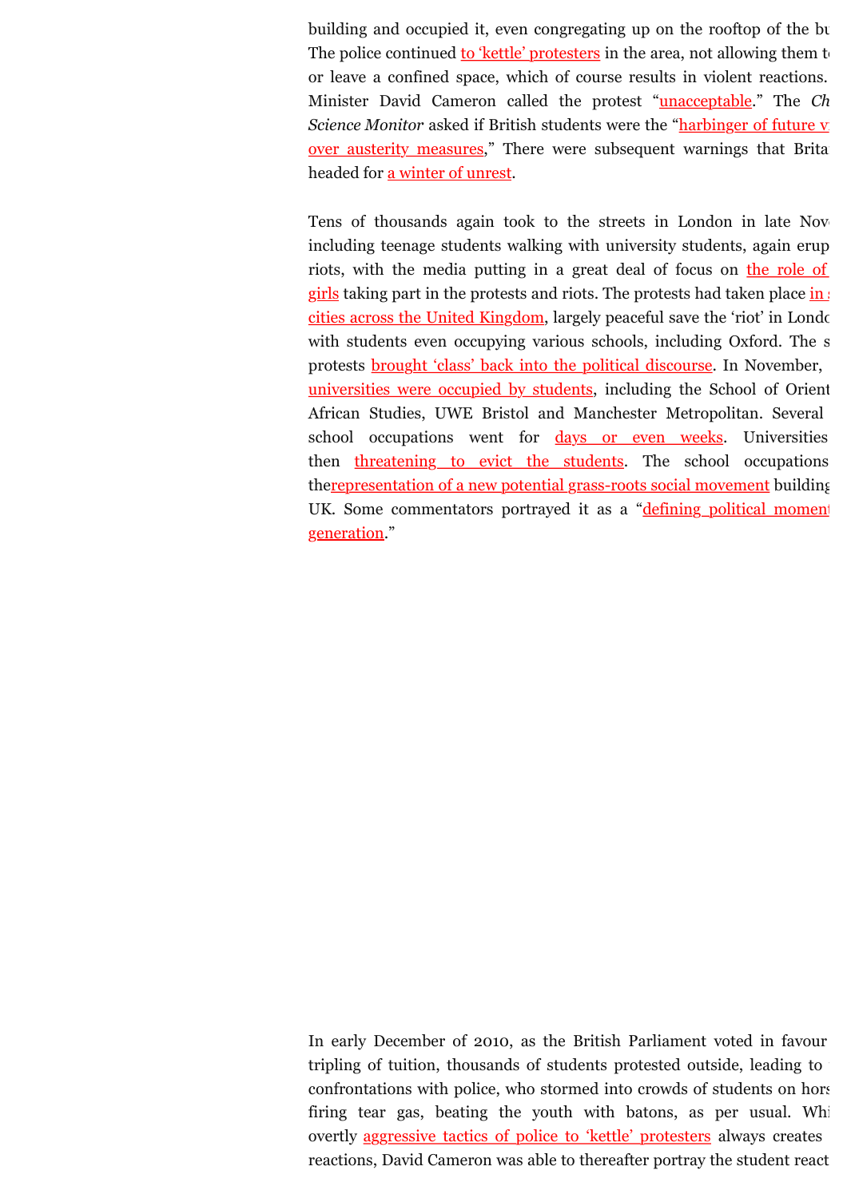building and occupied it, even congregating up on the rooftop of the bu
The police continued to 'kettle' protesters in the area, not allowing them t
or leave a confined space, which of course results in violent reactions.
Minister David Cameron called the protest "unacceptable." The *Ch
Science Monitor* asked if British students were the "harbinger of future v
over austerity measures," There were subsequent warnings that Britai
headed for a winter of unrest.

Tens of thousands again took to the streets in London in late Nov
including teenage students walking with university students, again erup
riots, with the media putting in a great deal of focus on the role of
girls taking part in the protests and riots. The protests had taken place in s
cities across the United Kingdom, largely peaceful save the 'riot' in Londo
with students even occupying various schools, including Oxford. The s
protests brought 'class' back into the political discourse. In November,
universities were occupied by students, including the School of Orient
African Studies, UWE Bristol and Manchester Metropolitan. Several
school occupations went for days or even weeks. Universities
then threatening to evict the students. The school occupations
therepresentation of a new potential grass-roots social movement building
UK. Some commentators portrayed it as a "defining political momen
generation."

In early December of 2010, as the British Parliament voted in favour
tripling of tuition, thousands of students protested outside, leading to
confrontations with police, who stormed into crowds of students on hors
firing tear gas, beating the youth with batons, as per usual. Whi
overtly aggressive tactics of police to 'kettle' protesters always creates
reactions, David Cameron was able to thereafter portray the student react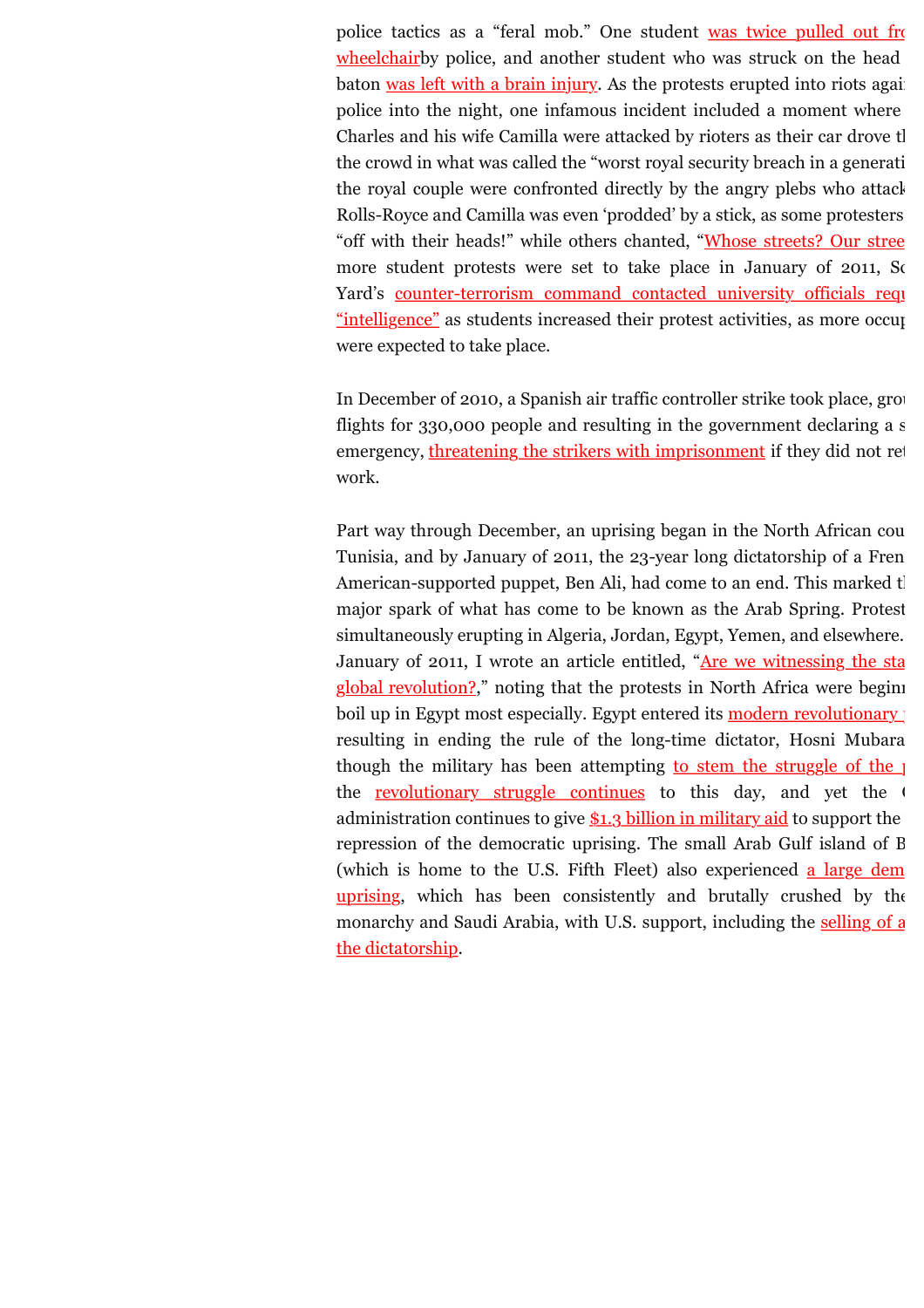police tactics as a “feral mob.” One student was twice pulled out fr wheelchairby police, and another student who was struck on the head baton was left with a brain injury. As the protests erupted into riots agai police into the night, one infamous incident included a moment where Charles and his wife Camilla were attacked by rioters as their car drove th the crowd in what was called the “worst royal security breach in a generati the royal couple were confronted directly by the angry plebs who attack Rolls-Royce and Camilla was even ‘prodded’ by a stick, as some protesters “off with their heads!” while others chanted, “Whose streets? Our stree more student protests were set to take place in January of 2011, Sc Yard’s counter-terrorism command contacted university officials requ “intelligence” as students increased their protest activities, as more occup were expected to take place.

In December of 2010, a Spanish air traffic controller strike took place, grou flights for 330,000 people and resulting in the government declaring a s emergency, threatening the strikers with imprisonment if they did not ret work.

Part way through December, an uprising began in the North African cou Tunisia, and by January of 2011, the 23-year long dictatorship of a Fren American-supported puppet, Ben Ali, had come to an end. This marked th major spark of what has come to be known as the Arab Spring. Protest simultaneously erupting in Algeria, Jordan, Egypt, Yemen, and elsewhere. January of 2011, I wrote an article entitled, “Are we witnessing the sta global revolution?,” noting that the protests in North Africa were beginn boil up in Egypt most especially. Egypt entered its modern revolutionary resulting in ending the rule of the long-time dictator, Hosni Mubara though the military has been attempting to stem the struggle of the p the revolutionary struggle continues to this day, and yet the O administration continues to give $1.3 billion in military aid to support the repression of the democratic uprising. The small Arab Gulf island of B (which is home to the U.S. Fifth Fleet) also experienced a large dem uprising, which has been consistently and brutally crushed by the monarchy and Saudi Arabia, with U.S. support, including the selling of a the dictatorship.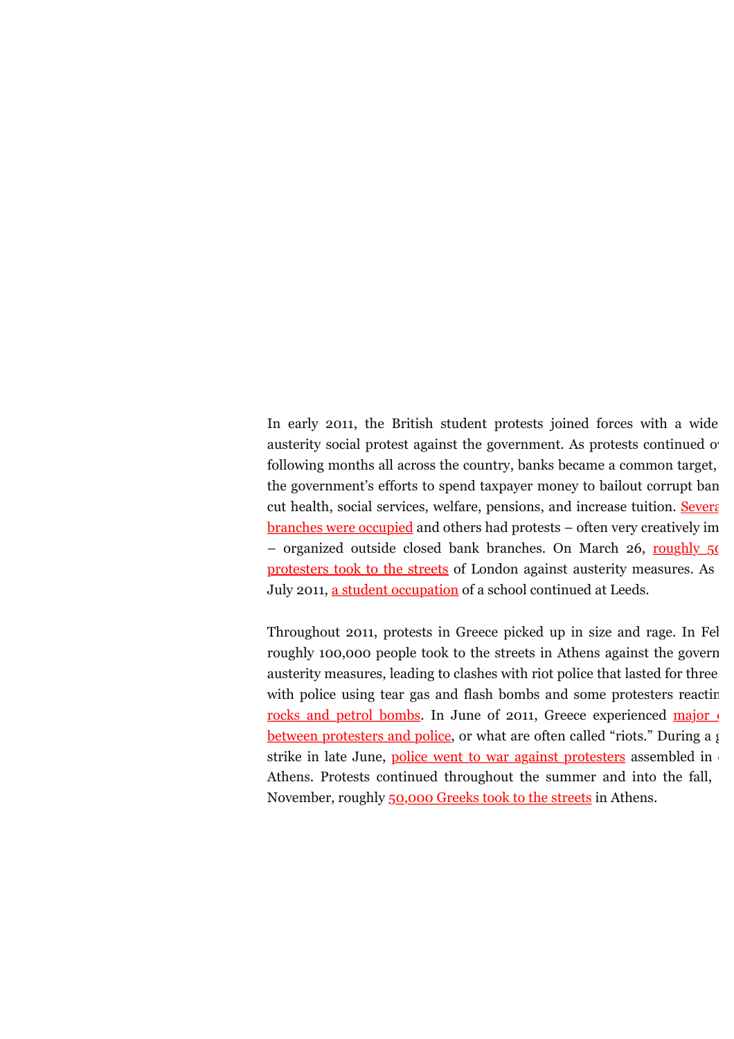In early 2011, the British student protests joined forces with a wide austerity social protest against the government. As protests continued o following months all across the country, banks became a common target, the government's efforts to spend taxpayer money to bailout corrupt ban cut health, social services, welfare, pensions, and increase tuition. Severa branches were occupied and others had protests – often very creatively im – organized outside closed bank branches. On March 26, roughly 5 protesters took to the streets of London against austerity measures. As July 2011, a student occupation of a school continued at Leeds.

Throughout 2011, protests in Greece picked up in size and rage. In Fe roughly 100,000 people took to the streets in Athens against the govern austerity measures, leading to clashes with riot police that lasted for three with police using tear gas and flash bombs and some protesters reactin rocks and petrol bombs. In June of 2011, Greece experienced major between protesters and police, or what are often called "riots." During a strike in late June, police went to war against protesters assembled in Athens. Protests continued throughout the summer and into the fall, November, roughly 50,000 Greeks took to the streets in Athens.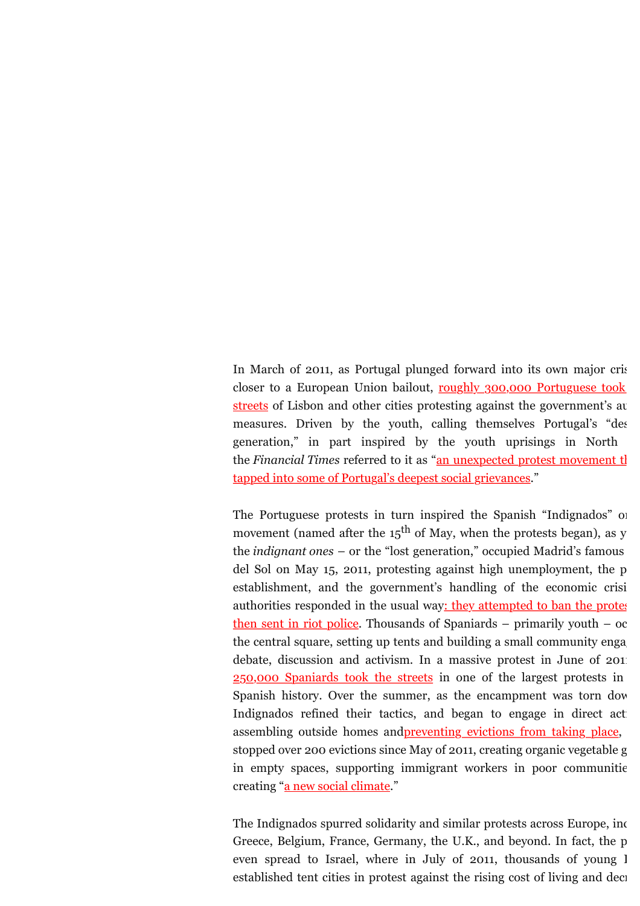In March of 2011, as Portugal plunged forward into its own major cris closer to a European Union bailout, roughly 300,000 Portuguese took streets of Lisbon and other cities protesting against the government's au measures. Driven by the youth, calling themselves Portugal's "des generation," in part inspired by the youth uprisings in North the *Financial Times* referred to it as "an unexpected protest movement th tapped into some of Portugal's deepest social grievances."

The Portuguese protests in turn inspired the Spanish "Indignados" or movement (named after the 15th of May, when the protests began), as y the *indignant ones* – or the "lost generation," occupied Madrid's famous del Sol on May 15, 2011, protesting against high unemployment, the p establishment, and the government's handling of the economic crisi authorities responded in the usual way: they attempted to ban the protes then sent in riot police. Thousands of Spaniards – primarily youth – oc the central square, setting up tents and building a small community enga debate, discussion and activism. In a massive protest in June of 201 250,000 Spaniards took the streets in one of the largest protests in Spanish history. Over the summer, as the encampment was torn dow Indignados refined their tactics, and began to engage in direct act assembling outside homes and preventing evictions from taking place, stopped over 200 evictions since May of 2011, creating organic vegetable g in empty spaces, supporting immigrant workers in poor communitie creating "a new social climate."

The Indignados spurred solidarity and similar protests across Europe, inc Greece, Belgium, France, Germany, the U.K., and beyond. In fact, the p even spread to Israel, where in July of 2011, thousands of young I established tent cities in protest against the rising cost of living and decr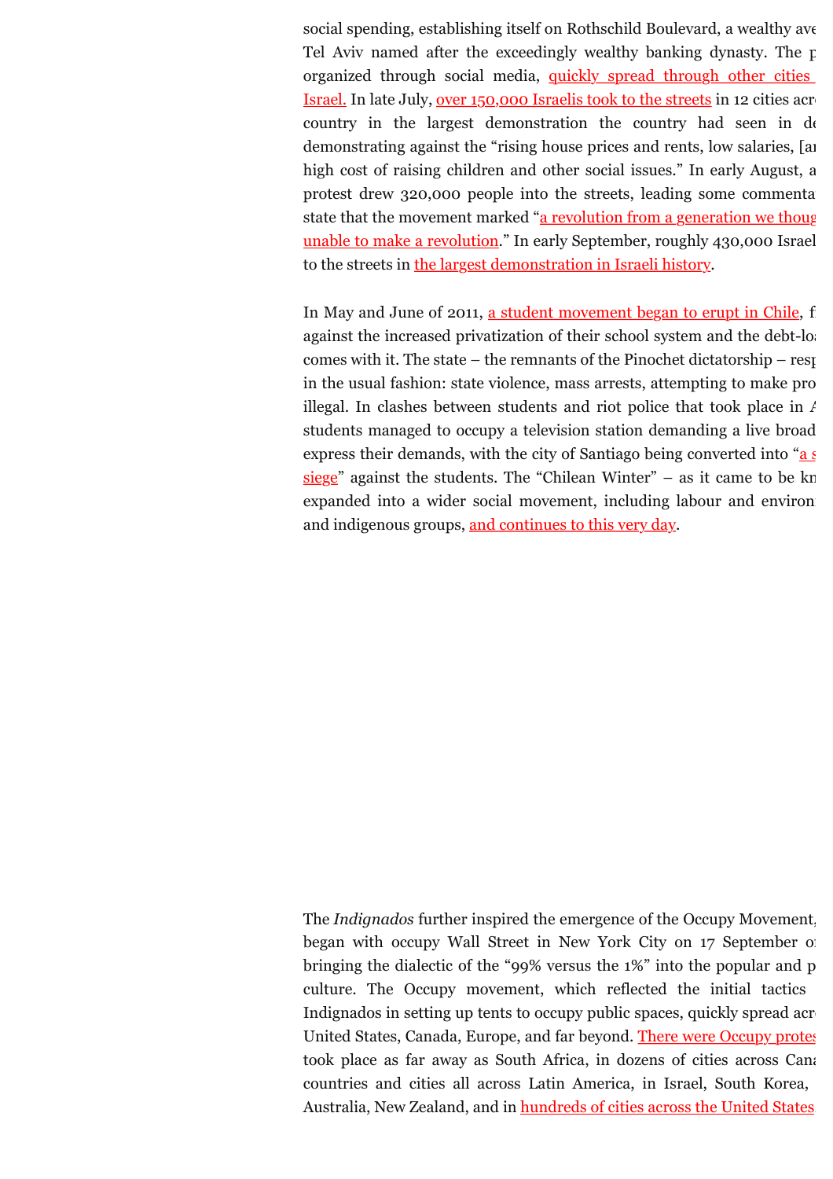social spending, establishing itself on Rothschild Boulevard, a wealthy ave Tel Aviv named after the exceedingly wealthy banking dynasty. The p organized through social media, quickly spread through other cities Israel. In late July, over 150,000 Israelis took to the streets in 12 cities acr country in the largest demonstration the country had seen in de demonstrating against the "rising house prices and rents, low salaries, [ar high cost of raising children and other social issues." In early August, a protest drew 320,000 people into the streets, leading some commenta state that the movement marked "a revolution from a generation we thoug unable to make a revolution." In early September, roughly 430,000 Israel to the streets in the largest demonstration in Israeli history.

In May and June of 2011, a student movement began to erupt in Chile, f against the increased privatization of their school system and the debt-lo comes with it. The state – the remnants of the Pinochet dictatorship – resp in the usual fashion: state violence, mass arrests, attempting to make pro illegal. In clashes between students and riot police that took place in A students managed to occupy a television station demanding a live broad express their demands, with the city of Santiago being converted into "a s siege" against the students. The "Chilean Winter" – as it came to be kn expanded into a wider social movement, including labour and environ and indigenous groups, and continues to this very day.

The *Indignados* further inspired the emergence of the Occupy Movement, began with occupy Wall Street in New York City on 17 September o bringing the dialectic of the "99% versus the 1%" into the popular and p culture. The Occupy movement, which reflected the initial tactics Indignados in setting up tents to occupy public spaces, quickly spread acr United States, Canada, Europe, and far beyond. There were Occupy protes took place as far away as South Africa, in dozens of cities across Cana countries and cities all across Latin America, in Israel, South Korea, Australia, New Zealand, and in hundreds of cities across the United States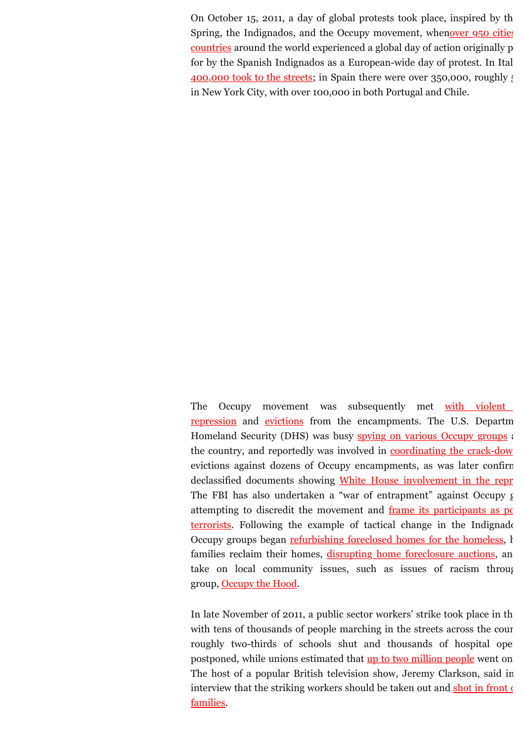On October 15, 2011, a day of global protests took place, inspired by th Spring, the Indignados, and the Occupy movement, whenover 950 cities countries around the world experienced a global day of action originally p for by the Spanish Indignados as a European-wide day of protest. In Ital 400,000 took to the streets; in Spain there were over 350,000, roughly in New York City, with over 100,000 in both Portugal and Chile.

The Occupy movement was subsequently met with violent repression and evictions from the encampments. The U.S. Departm Homeland Security (DHS) was busy spying on various Occupy groups the country, and reportedly was involved in coordinating the crack-dow evictions against dozens of Occupy encampments, as was later confirm declassified documents showing White House involvement in the repr The FBI has also undertaken a "war of entrapment" against Occupy attempting to discredit the movement and frame its participants as po terrorists. Following the example of tactical change in the Indignado Occupy groups began refurbishing foreclosed homes for the homeless, families reclaim their homes, disrupting home foreclosure auctions, an take on local community issues, such as issues of racism throu group, Occupy the Hood.

In late November of 2011, a public sector workers' strike took place in th with tens of thousands of people marching in the streets across the cou roughly two-thirds of schools shut and thousands of hospital ope postponed, while unions estimated that up to two million people went on The host of a popular British television show, Jeremy Clarkson, said in interview that the striking workers should be taken out and shot in front o families.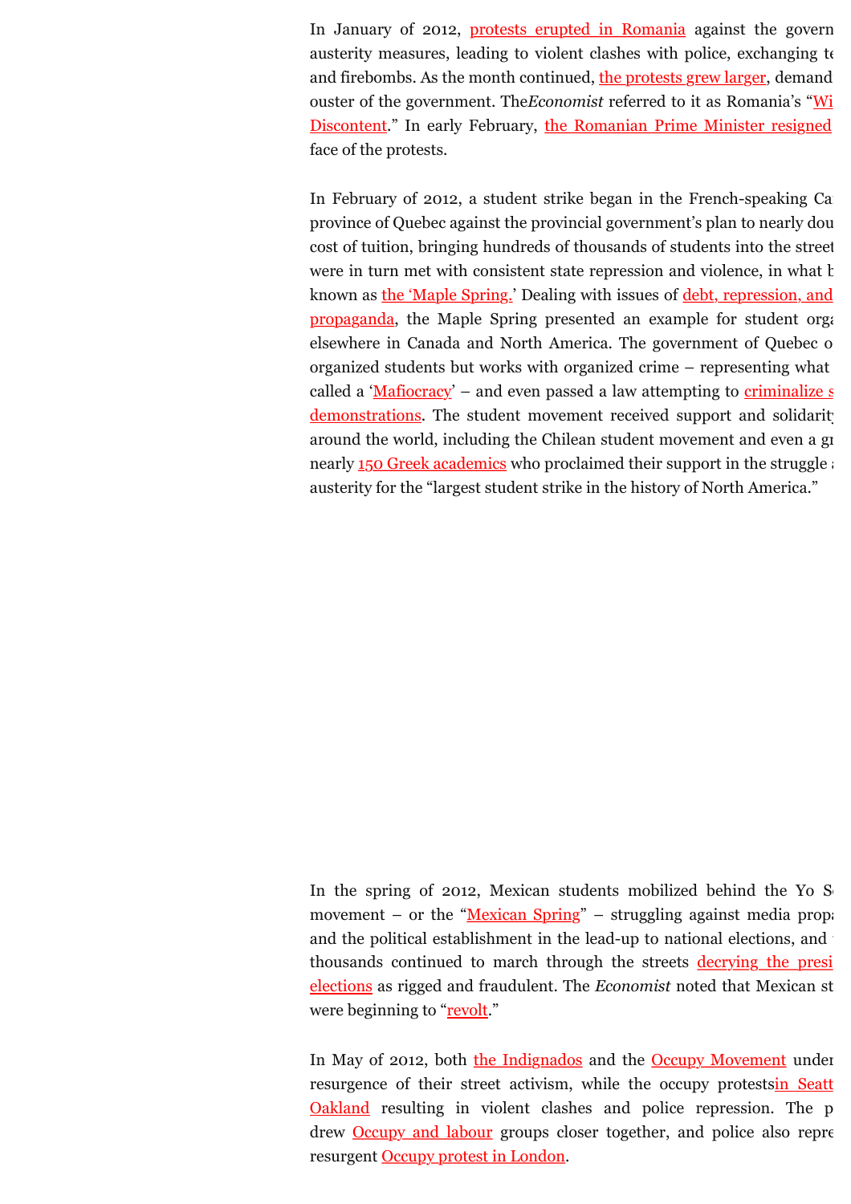In January of 2012, protests erupted in Romania against the govern austerity measures, leading to violent clashes with police, exchanging te and firebombs. As the month continued, the protests grew larger, demand ouster of the government. The*Economist* referred to it as Romania's "Wi Discontent." In early February, the Romanian Prime Minister resigned face of the protests.

In February of 2012, a student strike began in the French-speaking Ca province of Quebec against the provincial government's plan to nearly dou cost of tuition, bringing hundreds of thousands of students into the street were in turn met with consistent state repression and violence, in what b known as the 'Maple Spring.' Dealing with issues of debt, repression, and propaganda, the Maple Spring presented an example for student orga elsewhere in Canada and North America. The government of Quebec o organized students but works with organized crime – representing what called a 'Mafiocracy' – and even passed a law attempting to criminalize s demonstrations. The student movement received support and solidarity around the world, including the Chilean student movement and even a gr nearly 150 Greek academics who proclaimed their support in the struggle a austerity for the "largest student strike in the history of North America."

In the spring of 2012, Mexican students mobilized behind the Yo S movement – or the "Mexican Spring" – struggling against media propa and the political establishment in the lead-up to national elections, and thousands continued to march through the streets decrying the presi elections as rigged and fraudulent. The *Economist* noted that Mexican st were beginning to "revolt."

In May of 2012, both the Indignados and the Occupy Movement under resurgence of their street activism, while the occupy protestsin Seatt Oakland resulting in violent clashes and police repression. The p drew Occupy and labour groups closer together, and police also repre resurgent Occupy protest in London.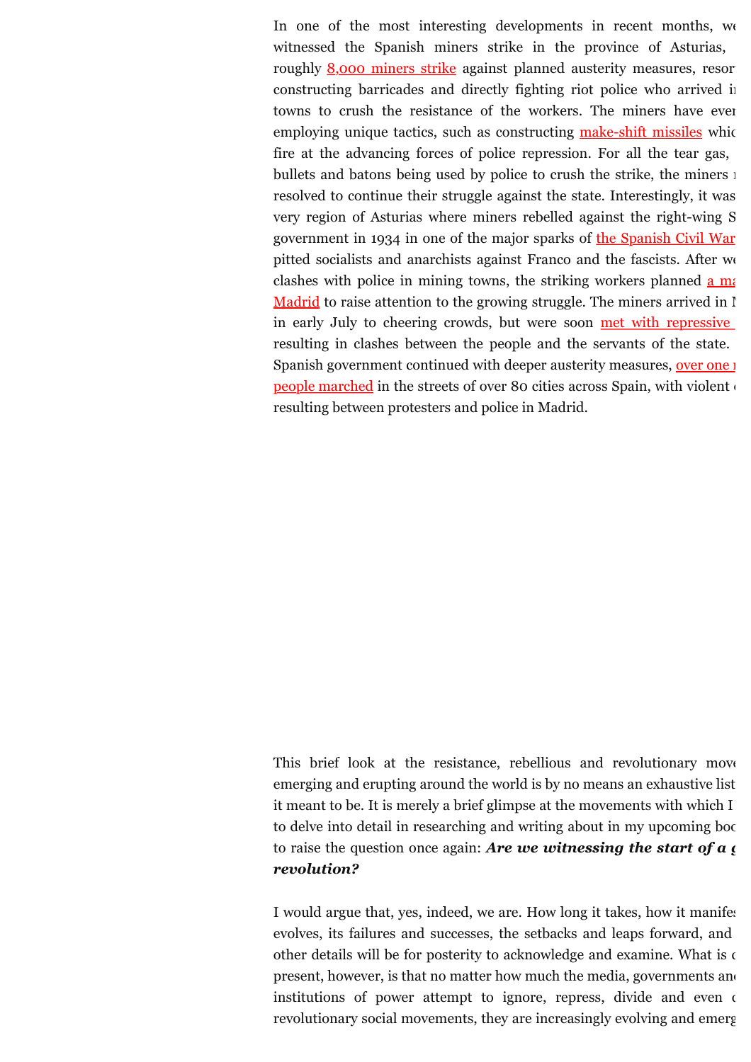In one of the most interesting developments in recent months, we witnessed the Spanish miners strike in the province of Asturias, roughly 8,000 miners strike against planned austerity measures, resor constructing barricades and directly fighting riot police who arrived i towns to crush the resistance of the workers. The miners have eve employing unique tactics, such as constructing make-shift missiles whic fire at the advancing forces of police repression. For all the tear gas, bullets and batons being used by police to crush the strike, the miners resolved to continue their struggle against the state. Interestingly, it was very region of Asturias where miners rebelled against the right-wing S government in 1934 in one of the major sparks of the Spanish Civil War pitted socialists and anarchists against Franco and the fascists. After w clashes with police in mining towns, the striking workers planned a ma Madrid to raise attention to the growing struggle. The miners arrived in M in early July to cheering crowds, but were soon met with repressive resulting in clashes between the people and the servants of the state. Spanish government continued with deeper austerity measures, over one people marched in the streets of over 80 cities across Spain, with violent resulting between protesters and police in Madrid.

This brief look at the resistance, rebellious and revolutionary move emerging and erupting around the world is by no means an exhaustive list it meant to be. It is merely a brief glimpse at the movements with which I to delve into detail in researching and writing about in my upcoming boo to raise the question once again: ***Are we witnessing the start of a g revolution?***

I would argue that, yes, indeed, we are. How long it takes, how it manife evolves, its failures and successes, the setbacks and leaps forward, and other details will be for posterity to acknowledge and examine. What is present, however, is that no matter how much the media, governments an institutions of power attempt to ignore, repress, divide and even revolutionary social movements, they are increasingly evolving and emerg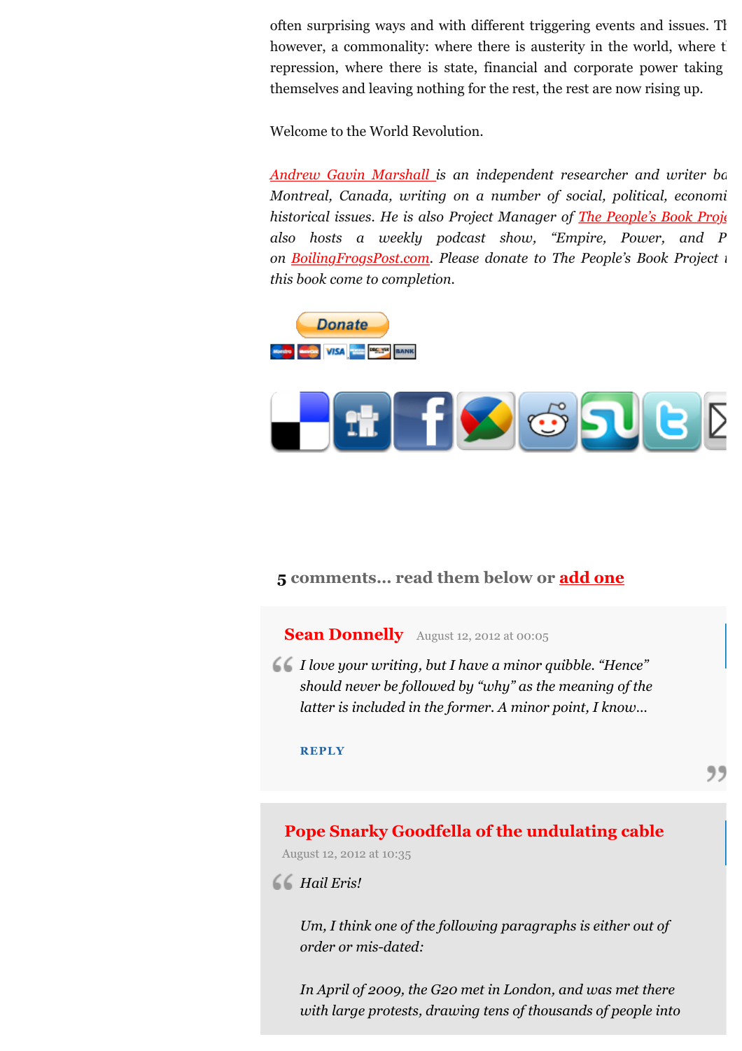often surprising ways and with different triggering events and issues. Th however, a commonality: where there is austerity in the world, where t repression, where there is state, financial and corporate power taking themselves and leaving nothing for the rest, the rest are now rising up.

Welcome to the World Revolution.

*Andrew Gavin Marshall is an independent researcher and writer ba Montreal, Canada, writing on a number of social, political, economi historical issues. He is also Project Manager of The People's Book Proje also hosts a weekly podcast show, "Empire, Power, and P on BoilingFrogsPost.com. Please donate to The People's Book Project this book come to completion.*

Donate

## 5 comments… read them below or add one

**Sean Donnelly** August 12, 2012 at 00:05

*I love your writing, but I have a minor quibble. "Hence" should never be followed by "why" as the meaning of the latter is included in the former. A minor point, I know…*

REPLY

**Pope Snarky Goodfella of the undulating cable**
August 12, 2012 at 10:35

*Hail Eris!*

*Um, I think one of the following paragraphs is either out of order or mis-dated:*

*In April of 2009, the G20 met in London, and was met there with large protests, drawing tens of thousands of people into*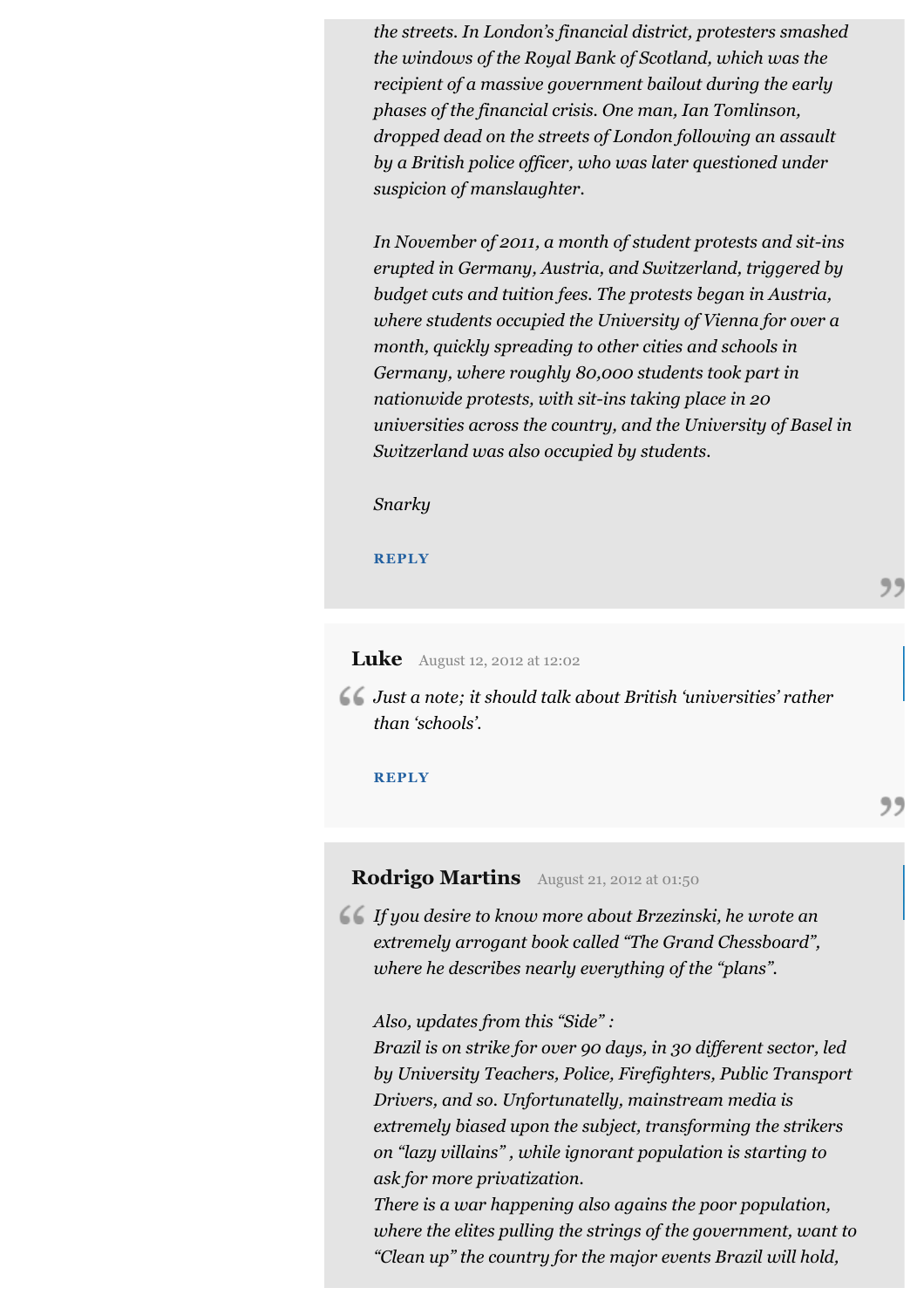*the streets. In London's financial district, protesters smashed the windows of the Royal Bank of Scotland, which was the recipient of a massive government bailout during the early phases of the financial crisis. One man, Ian Tomlinson, dropped dead on the streets of London following an assault by a British police officer, who was later questioned under suspicion of manslaughter.*

*In November of 2011, a month of student protests and sit-ins erupted in Germany, Austria, and Switzerland, triggered by budget cuts and tuition fees. The protests began in Austria, where students occupied the University of Vienna for over a month, quickly spreading to other cities and schools in Germany, where roughly 80,000 students took part in nationwide protests, with sit-ins taking place in 20 universities across the country, and the University of Basel in Switzerland was also occupied by students.*

*Snarky*

**REPLY**

**Luke** August 12, 2012 at 12:02

*Just a note; it should talk about British 'universities' rather than 'schools'.*

**REPLY**

**Rodrigo Martins** August 21, 2012 at 01:50

*If you desire to know more about Brzezinski, he wrote an extremely arrogant book called "The Grand Chessboard", where he describes nearly everything of the "plans".*

*Also, updates from this "Side" :*
*Brazil is on strike for over 90 days, in 30 different sector, led by University Teachers, Police, Firefighters, Public Transport Drivers, and so. Unfortunatelly, mainstream media is extremely biased upon the subject, transforming the strikers on "lazy villains" , while ignorant population is starting to ask for more privatization.*
*There is a war happening also agains the poor population, where the elites pulling the strings of the government, want to "Clean up" the country for the major events Brazil will hold,*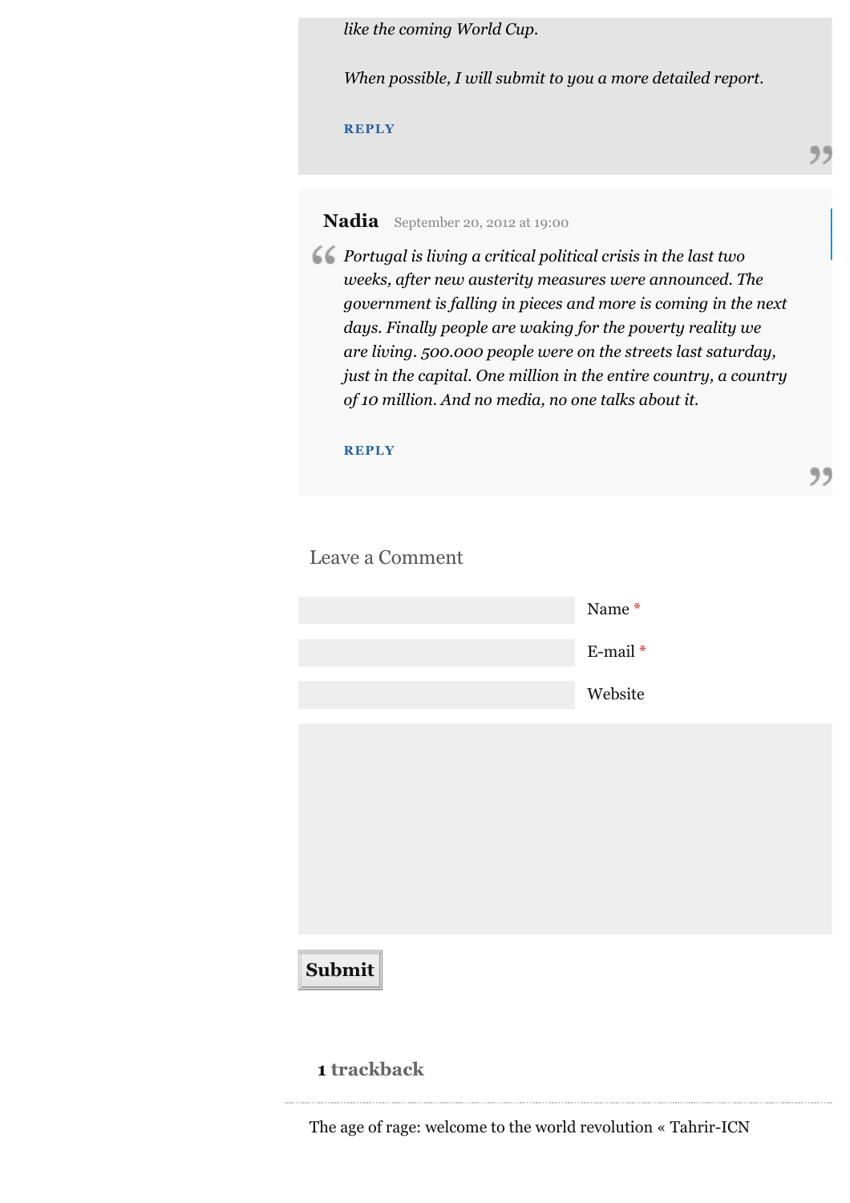*like the coming World Cup.*

*When possible, I will submit to you a more detailed report.*

REPLY

**Nadia** September 20, 2012 at 19:00

*Portugal is living a critical political crisis in the last two weeks, after new austerity measures were announced. The government is falling in pieces and more is coming in the next days. Finally people are waking for the poverty reality we are living. 500.000 people were on the streets last saturday, just in the capital. One million in the entire country, a country of 10 million. And no media, no one talks about it.*

REPLY

## Leave a Comment

Name *

E-mail *

Website

Submit

## 1 trackback

The age of rage: welcome to the world revolution « Tahrir-ICN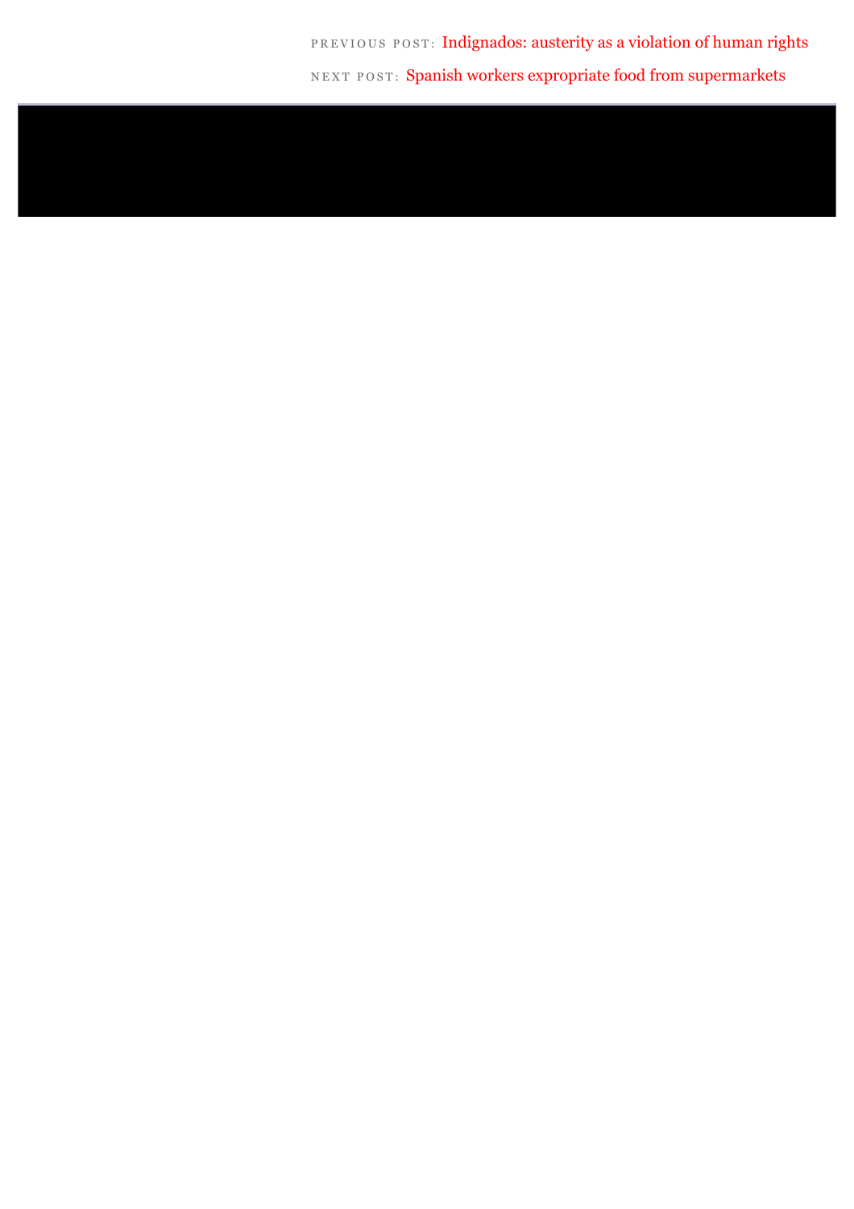PREVIOUS POST: Indignados: austerity as a violation of human rights

NEXT POST: Spanish workers expropriate food from supermarkets